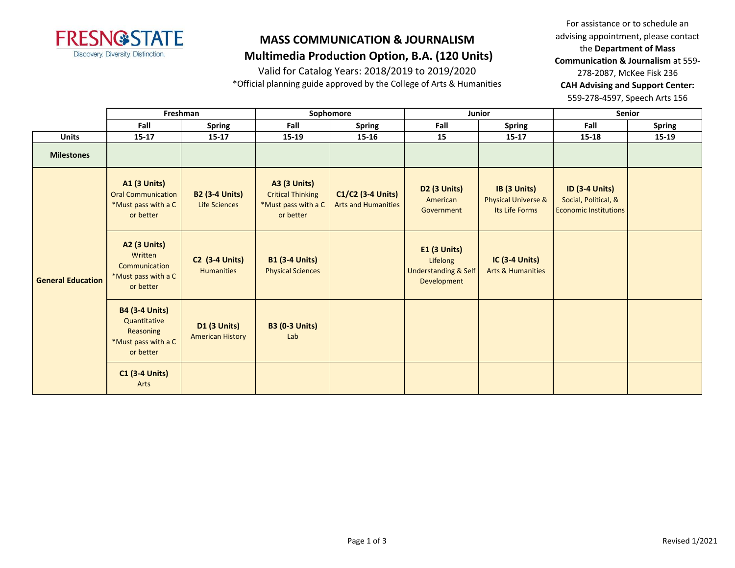# MASS COMMUNICATION & JOURNALISM

## Multimedia Production Option, B.A. (120 Units)

Valid for Catalog Years: 2018/2019 to 2019/2020

*Official planning guide approved by the College of Arts & Humanities

For assistance or to schedule an advising appointment, please contact the **Department of Mass Communication & Journalism** at 559-278-2087, McKee Fisk 236
**CAH Advising and Support Center:** 559-278-4597, Speech Arts 156

| | Freshman | | Sophomore | | Junior | | Senior | |
|---|---|---|---|---|---|---|---|---|
| | Fall | Spring | Fall | Spring | Fall | Spring | Fall | Spring |
| **Units** | 15-17 | 15-17 | 15-19 | 15-16 | 15 | 15-17 | 15-18 | 15-19 |
| **Milestones** | | | | | | | | |
| **General Education** | **A1 (3 Units)** Oral Communication *Must pass with a C or better | **B2 (3-4 Units)** Life Sciences | **A3 (3 Units)** Critical Thinking *Must pass with a C or better | **C1/C2 (3-4 Units)** Arts and Humanities | **D2 (3 Units)** American Government | **IB (3 Units)** Physical Universe & Its Life Forms | **ID (3-4 Units)** Social, Political, & Economic Institutions | |
| | **A2 (3 Units)** Written Communication *Must pass with a C or better | **C2 (3-4 Units)** Humanities | **B1 (3-4 Units)** Physical Sciences | | **E1 (3 Units)** Lifelong Understanding & Self Development | **IC (3-4 Units)** Arts & Humanities | | |
| | **B4 (3-4 Units)** Quantitative Reasoning *Must pass with a C or better | **D1 (3 Units)** American History | **B3 (0-3 Units)** Lab | | | | | |
| | **C1 (3-4 Units)** Arts | | | | | | | |

Revised 1/2021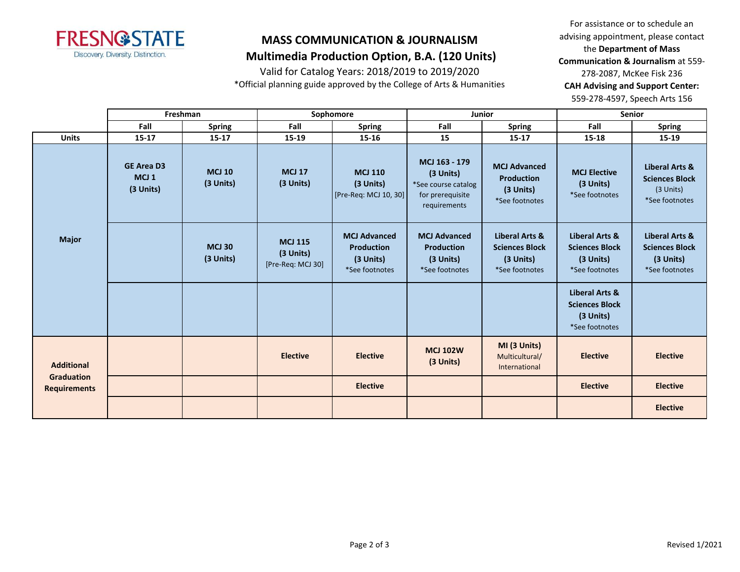# MASS COMMUNICATION & JOURNALISM

## Multimedia Production Option, B.A. (120 Units)

Valid for Catalog Years: 2018/2019 to 2019/2020

*Official planning guide approved by the College of Arts & Humanities

For assistance or to schedule an advising appointment, please contact the **Department of Mass Communication & Journalism** at 559-278-2087, McKee Fisk 236

**CAH Advising and Support Center:** 559-278-4597, Speech Arts 156

| | Freshman | | Sophomore | | Junior | | Senior | |
|---|---|---|---|---|---|---|---|---|
| | Fall | Spring | Fall | Spring | Fall | Spring | Fall | Spring |
| **Units** | 15-17 | 15-17 | 15-19 | 15-16 | 15 | 15-17 | 15-18 | 15-19 |
| **Major** | **GE Area D3 MCJ 1 (3 Units)** | **MCJ 10 (3 Units)** | **MCJ 17 (3 Units)** | **MCJ 110 (3 Units)** [Pre-Req: MCJ 10, 30] | **MCJ 163 - 179 (3 Units)** *See course catalog for prerequisite requirements | **MCJ Advanced Production (3 Units)** *See footnotes | **MCJ Elective (3 Units)** *See footnotes | **Liberal Arts & Sciences Block** (3 Units) *See footnotes |
| | | **MCJ 30 (3 Units)** | **MCJ 115 (3 Units)** [Pre-Req: MCJ 30] | **MCJ Advanced Production (3 Units)** *See footnotes | **MCJ Advanced Production (3 Units)** *See footnotes | **Liberal Arts & Sciences Block (3 Units)** *See footnotes | **Liberal Arts & Sciences Block (3 Units)** *See footnotes | **Liberal Arts & Sciences Block (3 Units)** *See footnotes |
| | | | | | | | **Liberal Arts & Sciences Block (3 Units)** *See footnotes | |
| **Additional Graduation Requirements** | | | **Elective** | **Elective** | **MCJ 102W (3 Units)** | **MI (3 Units)** Multicultural/ International | **Elective** | **Elective** |
| | | | | **Elective** | | | **Elective** | **Elective** |
| | | | | | | | | **Elective** |

Revised 1/2021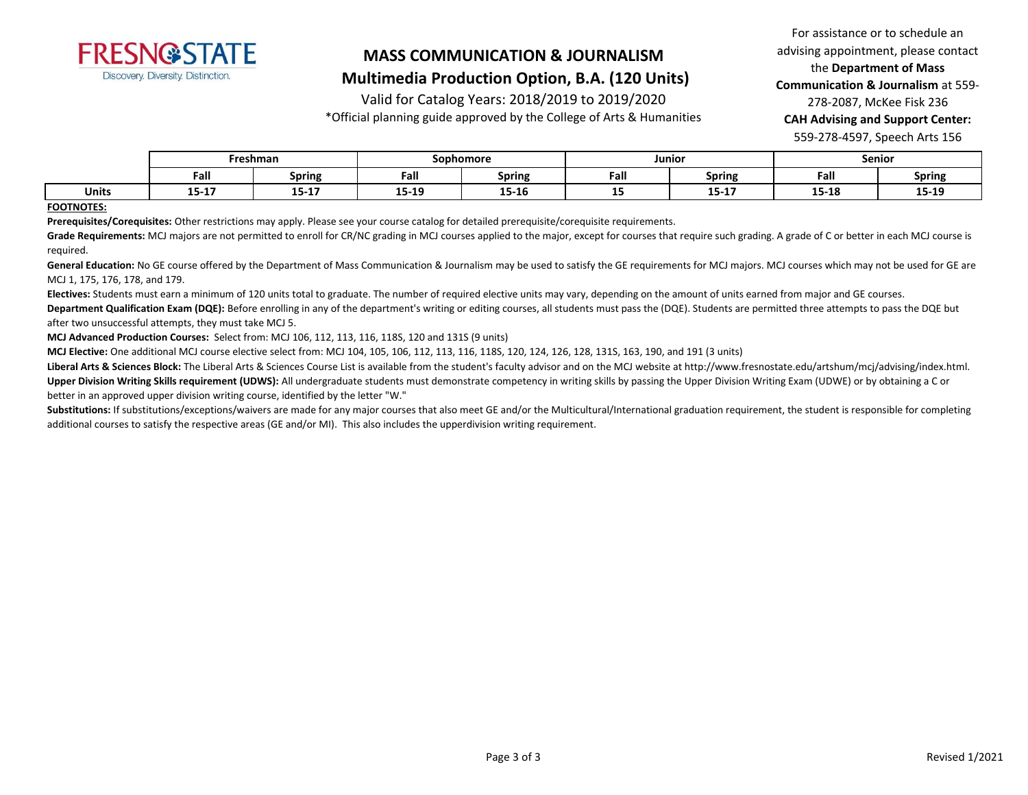FRESNO STATE
Discovery. Diversity. Distinction.

# MASS COMMUNICATION & JOURNALISM
## Multimedia Production Option, B.A. (120 Units)

Valid for Catalog Years: 2018/2019 to 2019/2020

*Official planning guide approved by the College of Arts & Humanities

For assistance or to schedule an advising appointment, please contact the **Department of Mass Communication & Journalism** at 559-278-2087, McKee Fisk 236
**CAH Advising and Support Center:** 559-278-4597, Speech Arts 156

| | Freshman | | Sophomore | | Junior | | Senior | |
|---|---|---|---|---|---|---|---|---|
| | **Fall** | **Spring** | **Fall** | **Spring** | **Fall** | **Spring** | **Fall** | **Spring** |
| **Units** | **15-17** | **15-17** | **15-19** | **15-16** | **15** | **15-17** | **15-18** | **15-19** |

**FOOTNOTES:**

**Prerequisites/Corequisites:** Other restrictions may apply. Please see your course catalog for detailed prerequisite/corequisite requirements.

**Grade Requirements:** MCJ majors are not permitted to enroll for CR/NC grading in MCJ courses applied to the major, except for courses that require such grading. A grade of C or better in each MCJ course is required.

**General Education:** No GE course offered by the Department of Mass Communication & Journalism may be used to satisfy the GE requirements for MCJ majors. MCJ courses which may not be used for GE are MCJ 1, 175, 176, 178, and 179.

**Electives:** Students must earn a minimum of 120 units total to graduate. The number of required elective units may vary, depending on the amount of units earned from major and GE courses.

**Department Qualification Exam (DQE):** Before enrolling in any of the department's writing or editing courses, all students must pass the (DQE). Students are permitted three attempts to pass the DQE but after two unsuccessful attempts, they must take MCJ 5.

**MCJ Advanced Production Courses:** Select from: MCJ 106, 112, 113, 116, 118S, 120 and 131S (9 units)

**MCJ Elective:** One additional MCJ course elective select from: MCJ 104, 105, 106, 112, 113, 116, 118S, 120, 124, 126, 128, 131S, 163, 190, and 191 (3 units)

**Liberal Arts & Sciences Block:** The Liberal Arts & Sciences Course List is available from the student's faculty advisor and on the MCJ website at http://www.fresnostate.edu/artshum/mcj/advising/index.html.

**Upper Division Writing Skills requirement (UDWS):** All undergraduate students must demonstrate competency in writing skills by passing the Upper Division Writing Exam (UDWE) or by obtaining a C or better in an approved upper division writing course, identified by the letter "W."

**Substitutions:** If substitutions/exceptions/waivers are made for any major courses that also meet GE and/or the Multicultural/International graduation requirement, the student is responsible for completing additional courses to satisfy the respective areas (GE and/or MI). This also includes the upperdivision writing requirement.

Revised 1/2021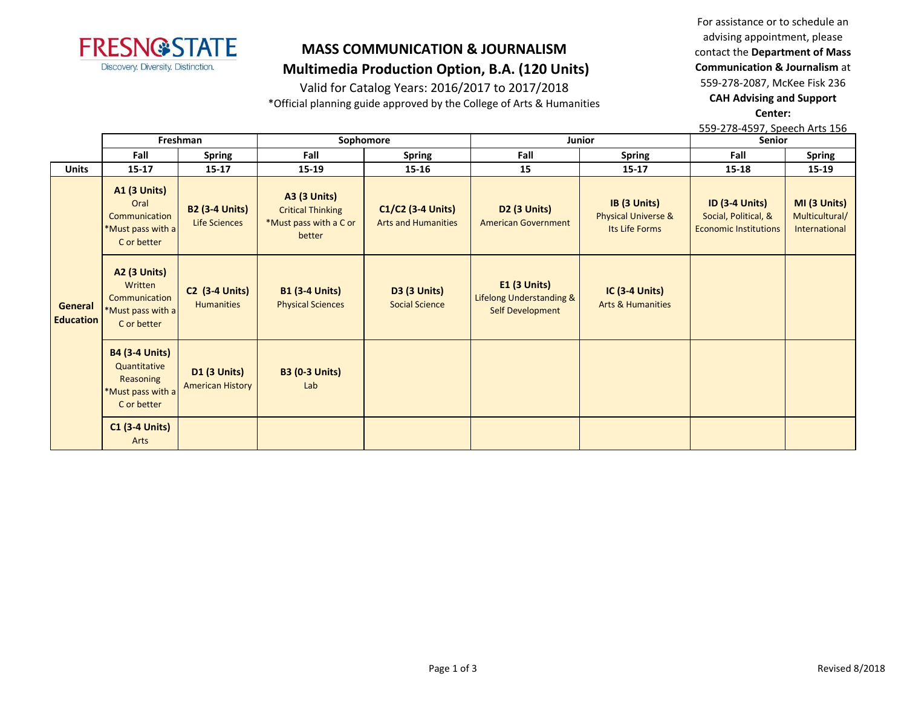# MASS COMMUNICATION & JOURNALISM

## Multimedia Production Option, B.A. (120 Units)

Valid for Catalog Years: 2016/2017 to 2017/2018

*Official planning guide approved by the College of Arts & Humanities

For assistance or to schedule an advising appointment, please contact the **Department of Mass Communication & Journalism** at 559-278-2087, McKee Fisk 236

**CAH Advising and Support Center:**

559-278-4597, Speech Arts 156

| | Freshman | | Sophomore | | Junior | | Senior | |
|---|---|---|---|---|---|---|---|---|
| | **Fall** | **Spring** | **Fall** | **Spring** | **Fall** | **Spring** | **Fall** | **Spring** |
| **Units** | **15-17** | **15-17** | **15-19** | **15-16** | **15** | **15-17** | **15-18** | **15-19** |
| **General Education** | **A1 (3 Units)** Oral Communication *Must pass with a C or better | **B2 (3-4 Units)** Life Sciences | **A3 (3 Units)** Critical Thinking *Must pass with a C or better | **C1/C2 (3-4 Units)** Arts and Humanities | **D2 (3 Units)** American Government | **IB (3 Units)** Physical Universe & Its Life Forms | **ID (3-4 Units)** Social, Political, & Economic Institutions | **MI (3 Units)** Multicultural/ International |
| | **A2 (3 Units)** Written Communication *Must pass with a C or better | **C2 (3-4 Units)** Humanities | **B1 (3-4 Units)** Physical Sciences | **D3 (3 Units)** Social Science | **E1 (3 Units)** Lifelong Understanding & Self Development | **IC (3-4 Units)** Arts & Humanities | | |
| | **B4 (3-4 Units)** Quantitative Reasoning *Must pass with a C or better | **D1 (3 Units)** American History | **B3 (0-3 Units)** Lab | | | | | |
| | **C1 (3-4 Units)** Arts | | | | | | | |

Revised 8/2018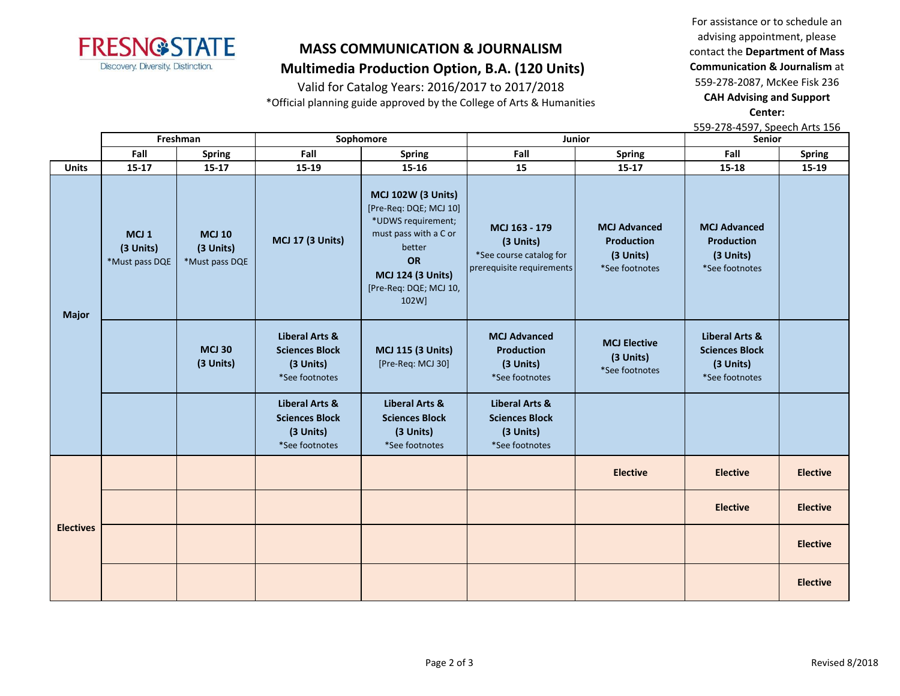# MASS COMMUNICATION & JOURNALISM

## Multimedia Production Option, B.A. (120 Units)

Valid for Catalog Years: 2016/2017 to 2017/2018

*Official planning guide approved by the College of Arts & Humanities

For assistance or to schedule an advising appointment, please contact the **Department of Mass Communication & Journalism** at 559-278-2087, McKee Fisk 236

**CAH Advising and Support Center:**

559-278-4597, Speech Arts 156

| | Freshman | | Sophomore | | Junior | | Senior | |
|---|---|---|---|---|---|---|---|---|
| | **Fall** | **Spring** | **Fall** | **Spring** | **Fall** | **Spring** | **Fall** | **Spring** |
| **Units** | **15-17** | **15-17** | **15-19** | **15-16** | **15** | **15-17** | **15-18** | **15-19** |
| **Major** | **MCJ 1 (3 Units)** *Must pass DQE | **MCJ 10 (3 Units)** *Must pass DQE | **MCJ 17 (3 Units)** | **MCJ 102W (3 Units)** [Pre-Req: DQE; MCJ 10] *UDWS requirement; must pass with a C or better **OR** **MCJ 124 (3 Units)** [Pre-Req: DQE; MCJ 10, 102W] | **MCJ 163 - 179 (3 Units)** *See course catalog for prerequisite requirements | **MCJ Advanced Production (3 Units)** *See footnotes | **MCJ Advanced Production (3 Units)** *See footnotes | |
| | | **MCJ 30 (3 Units)** | **Liberal Arts & Sciences Block (3 Units)** *See footnotes | **MCJ 115 (3 Units)** [Pre-Req: MCJ 30] | **MCJ Advanced Production (3 Units)** *See footnotes | **MCJ Elective (3 Units)** *See footnotes | **Liberal Arts & Sciences Block (3 Units)** *See footnotes | |
| | | | **Liberal Arts & Sciences Block (3 Units)** *See footnotes | **Liberal Arts & Sciences Block (3 Units)** *See footnotes | **Liberal Arts & Sciences Block (3 Units)** *See footnotes | | | |
| **Electives** | | | | | | **Elective** | **Elective** | **Elective** |
| | | | | | | | **Elective** | **Elective** |
| | | | | | | | | **Elective** |
| | | | | | | | | **Elective** |

Revised 8/2018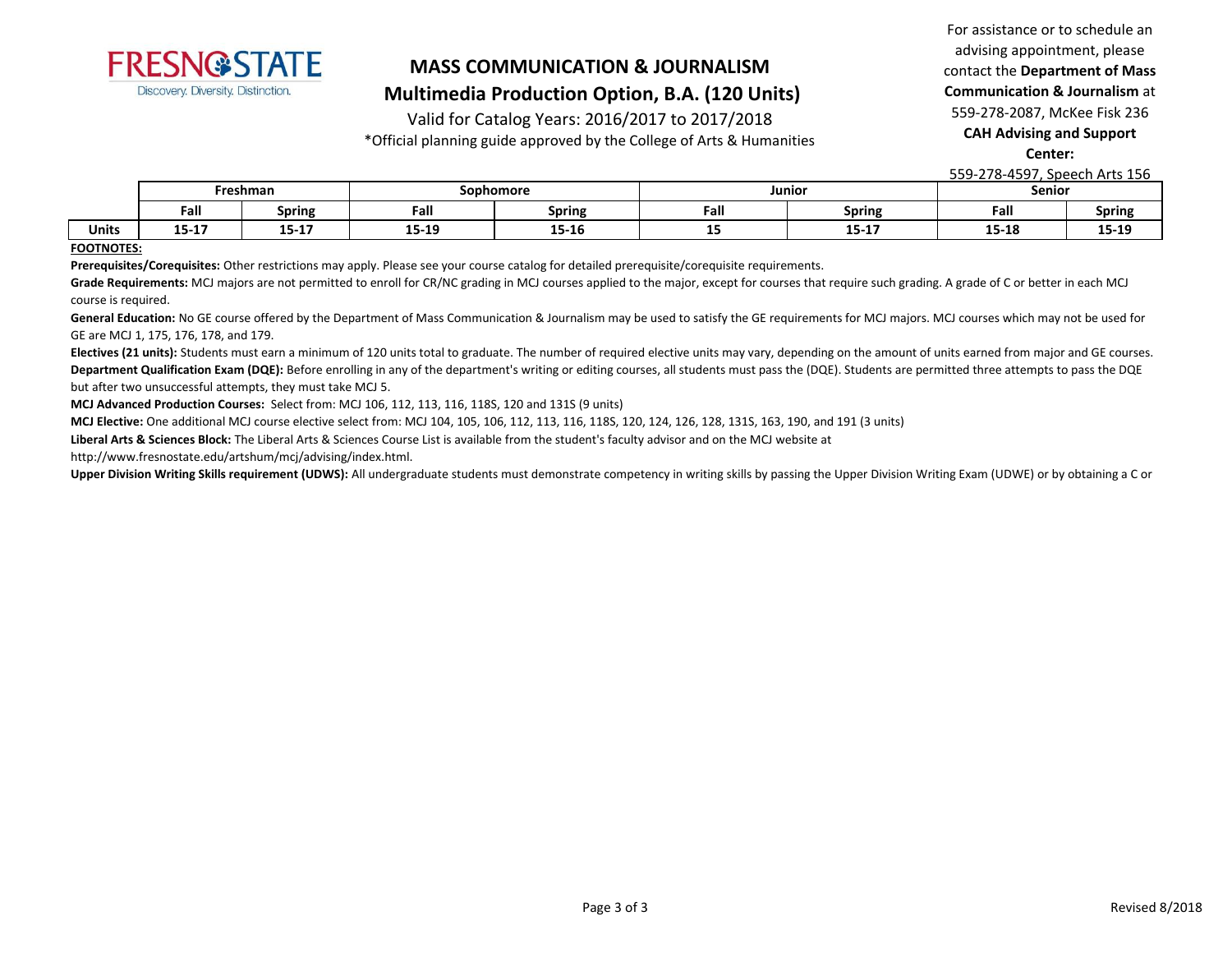# MASS COMMUNICATION & JOURNALISM

## Multimedia Production Option, B.A. (120 Units)

Valid for Catalog Years: 2016/2017 to 2017/2018

*Official planning guide approved by the College of Arts & Humanities

For assistance or to schedule an advising appointment, please contact the **Department of Mass Communication & Journalism** at 559-278-2087, McKee Fisk 236

**CAH Advising and Support Center:**

559-278-4597, Speech Arts 156

| | Freshman | | Sophomore | | Junior | | Senior | |
|---|---|---|---|---|---|---|---|---|
| | **Fall** | **Spring** | **Fall** | **Spring** | **Fall** | **Spring** | **Fall** | **Spring** |
| **Units** | **15-17** | **15-17** | **15-19** | **15-16** | **15** | **15-17** | **15-18** | **15-19** |

**FOOTNOTES:**

**Prerequisites/Corequisites:** Other restrictions may apply. Please see your course catalog for detailed prerequisite/corequisite requirements.

**Grade Requirements:** MCJ majors are not permitted to enroll for CR/NC grading in MCJ courses applied to the major, except for courses that require such grading. A grade of C or better in each MCJ course is required.

**General Education:** No GE course offered by the Department of Mass Communication & Journalism may be used to satisfy the GE requirements for MCJ majors. MCJ courses which may not be used for GE are MCJ 1, 175, 176, 178, and 179.

**Electives (21 units):** Students must earn a minimum of 120 units total to graduate. The number of required elective units may vary, depending on the amount of units earned from major and GE courses.

**Department Qualification Exam (DQE):** Before enrolling in any of the department's writing or editing courses, all students must pass the (DQE). Students are permitted three attempts to pass the DQE but after two unsuccessful attempts, they must take MCJ 5.

**MCJ Advanced Production Courses:** Select from: MCJ 106, 112, 113, 116, 118S, 120 and 131S (9 units)

**MCJ Elective:** One additional MCJ course elective select from: MCJ 104, 105, 106, 112, 113, 116, 118S, 120, 124, 126, 128, 131S, 163, 190, and 191 (3 units)

**Liberal Arts & Sciences Block:** The Liberal Arts & Sciences Course List is available from the student's faculty advisor and on the MCJ website at http://www.fresnostate.edu/artshum/mcj/advising/index.html.

**Upper Division Writing Skills requirement (UDWS):** All undergraduate students must demonstrate competency in writing skills by passing the Upper Division Writing Exam (UDWE) or by obtaining a C or

Revised 8/2018